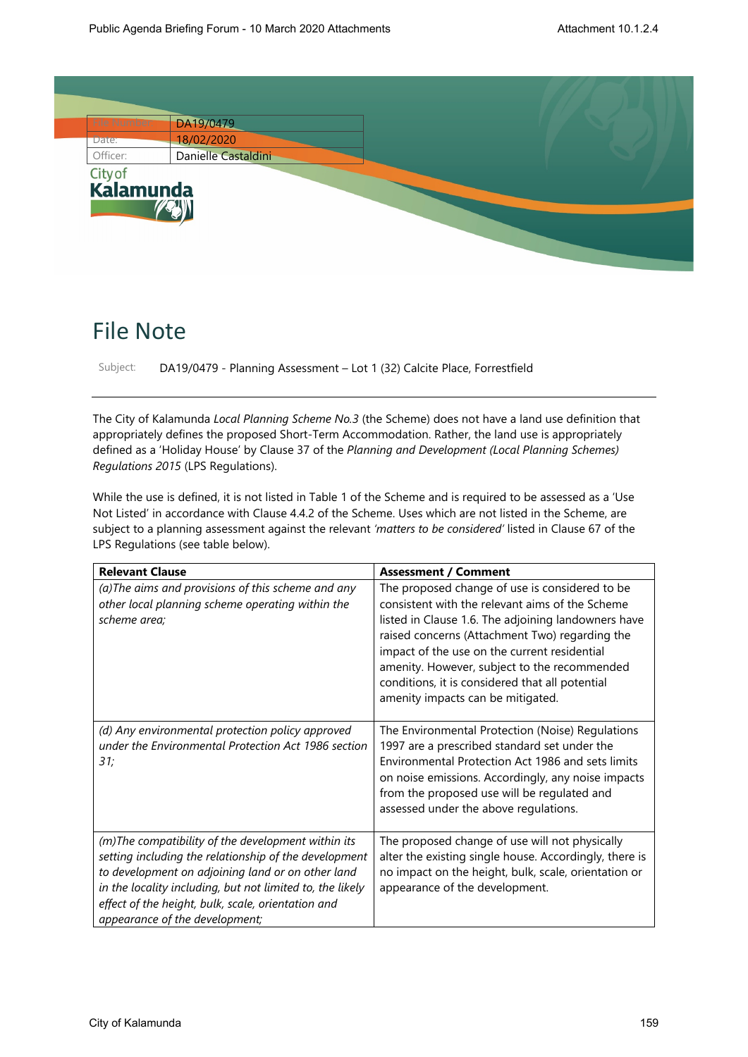| File Number: | DA19/0479 |
| --- | --- |
| Date: | 18/02/2020 |
| Officer: | Danielle Castaldini |

City of Kalamunda

# File Note

Subject: DA19/0479 - Planning Assessment – Lot 1 (32) Calcite Place, Forrestfield

---

The City of Kalamunda *Local Planning Scheme No.3* (the Scheme) does not have a land use definition that appropriately defines the proposed Short-Term Accommodation. Rather, the land use is appropriately defined as a 'Holiday House' by Clause 37 of the *Planning and Development (Local Planning Schemes) Regulations 2015* (LPS Regulations).

While the use is defined, it is not listed in Table 1 of the Scheme and is required to be assessed as a 'Use Not Listed' in accordance with Clause 4.4.2 of the Scheme. Uses which are not listed in the Scheme, are subject to a planning assessment against the relevant *'matters to be considered'* listed in Clause 67 of the LPS Regulations (see table below).

| Relevant Clause | Assessment / Comment |
| --- | --- |
| *(a)The aims and provisions of this scheme and any other local planning scheme operating within the scheme area;* | The proposed change of use is considered to be consistent with the relevant aims of the Scheme listed in Clause 1.6. The adjoining landowners have raised concerns (Attachment Two) regarding the impact of the use on the current residential amenity. However, subject to the recommended conditions, it is considered that all potential amenity impacts can be mitigated. |
| *(d) Any environmental protection policy approved under the Environmental Protection Act 1986 section 31;* | The Environmental Protection (Noise) Regulations 1997 are a prescribed standard set under the Environmental Protection Act 1986 and sets limits on noise emissions. Accordingly, any noise impacts from the proposed use will be regulated and assessed under the above regulations. |
| *(m)The compatibility of the development within its setting including the relationship of the development to development on adjoining land or on other land in the locality including, but not limited to, the likely effect of the height, bulk, scale, orientation and appearance of the development;* | The proposed change of use will not physically alter the existing single house. Accordingly, there is no impact on the height, bulk, scale, orientation or appearance of the development. |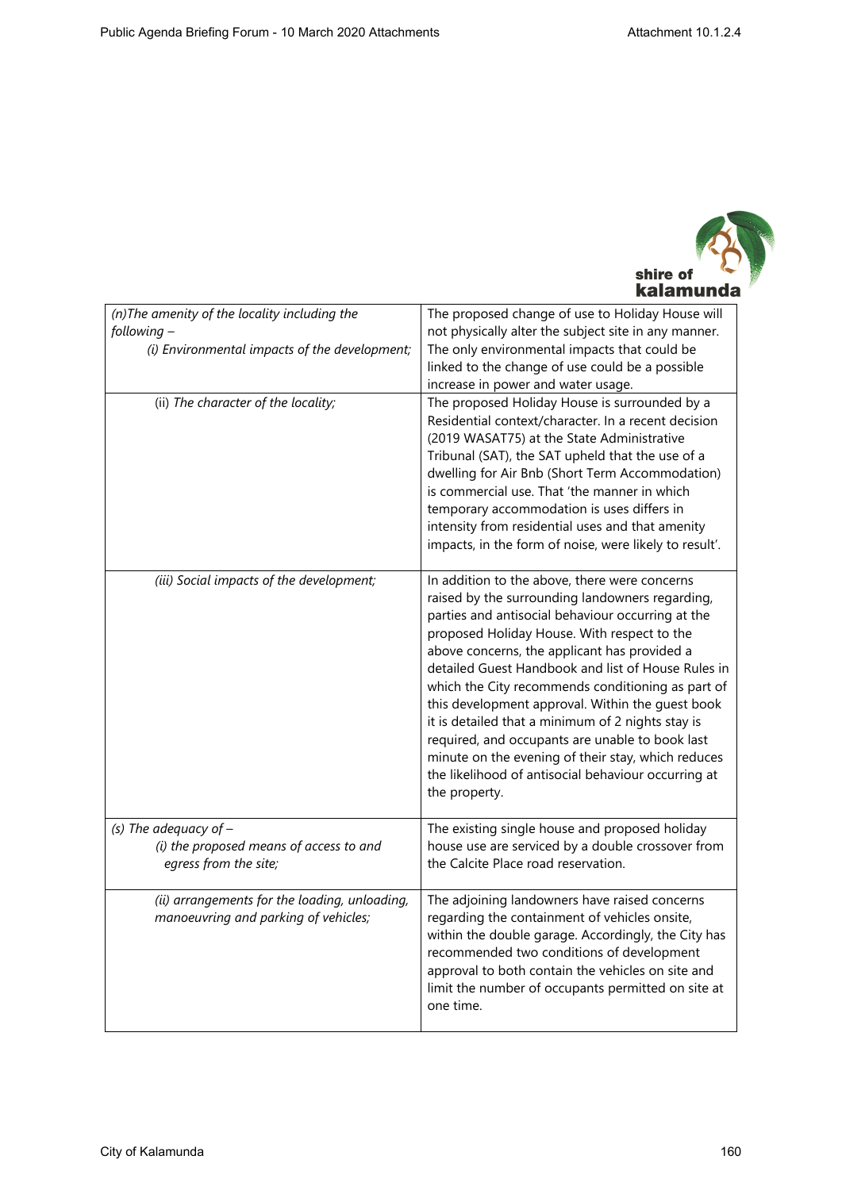| | |
|---|---|
| *(n)The amenity of the locality including the following –* *(i) Environmental impacts of the development;* | The proposed change of use to Holiday House will not physically alter the subject site in any manner. The only environmental impacts that could be linked to the change of use could be a possible increase in power and water usage. |
| (ii) *The character of the locality;* | The proposed Holiday House is surrounded by a Residential context/character. In a recent decision (2019 WASAT75) at the State Administrative Tribunal (SAT), the SAT upheld that the use of a dwelling for Air Bnb (Short Term Accommodation) is commercial use. That 'the manner in which temporary accommodation is uses differs in intensity from residential uses and that amenity impacts, in the form of noise, were likely to result'. |
| *(iii) Social impacts of the development;* | In addition to the above, there were concerns raised by the surrounding landowners regarding, parties and antisocial behaviour occurring at the proposed Holiday House. With respect to the above concerns, the applicant has provided a detailed Guest Handbook and list of House Rules in which the City recommends conditioning as part of this development approval. Within the guest book it is detailed that a minimum of 2 nights stay is required, and occupants are unable to book last minute on the evening of their stay, which reduces the likelihood of antisocial behaviour occurring at the property. |
| *(s) The adequacy of –* *(i) the proposed means of access to and egress from the site;* | The existing single house and proposed holiday house use are serviced by a double crossover from the Calcite Place road reservation. |
| *(ii) arrangements for the loading, unloading, manoeuvring and parking of vehicles;* | The adjoining landowners have raised concerns regarding the containment of vehicles onsite, within the double garage. Accordingly, the City has recommended two conditions of development approval to both contain the vehicles on site and limit the number of occupants permitted on site at one time. |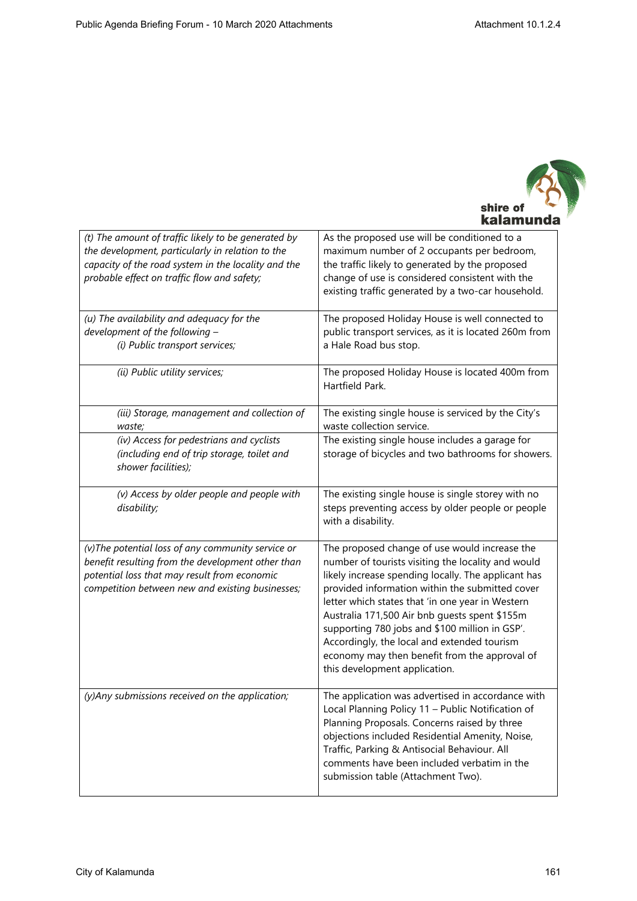| | |
|---|---|
| *(t) The amount of traffic likely to be generated by the development, particularly in relation to the capacity of the road system in the locality and the probable effect on traffic flow and safety;* | As the proposed use will be conditioned to a maximum number of 2 occupants per bedroom, the traffic likely to generated by the proposed change of use is considered consistent with the existing traffic generated by a two-car household. |
| *(u) The availability and adequacy for the development of the following –* <br> *(i) Public transport services;* | The proposed Holiday House is well connected to public transport services, as it is located 260m from a Hale Road bus stop. |
| *(ii) Public utility services;* | The proposed Holiday House is located 400m from Hartfield Park. |
| *(iii) Storage, management and collection of waste;* | The existing single house is serviced by the City's waste collection service. |
| *(iv) Access for pedestrians and cyclists (including end of trip storage, toilet and shower facilities);* | The existing single house includes a garage for storage of bicycles and two bathrooms for showers. |
| *(v) Access by older people and people with disability;* | The existing single house is single storey with no steps preventing access by older people or people with a disability. |
| *(v)The potential loss of any community service or benefit resulting from the development other than potential loss that may result from economic competition between new and existing businesses;* | The proposed change of use would increase the number of tourists visiting the locality and would likely increase spending locally. The applicant has provided information within the submitted cover letter which states that 'in one year in Western Australia 171,500 Air bnb guests spent $155m supporting 780 jobs and $100 million in GSP'. Accordingly, the local and extended tourism economy may then benefit from the approval of this development application. |
| *(y)Any submissions received on the application;* | The application was advertised in accordance with Local Planning Policy 11 – Public Notification of Planning Proposals. Concerns raised by three objections included Residential Amenity, Noise, Traffic, Parking & Antisocial Behaviour. All comments have been included verbatim in the submission table (Attachment Two). |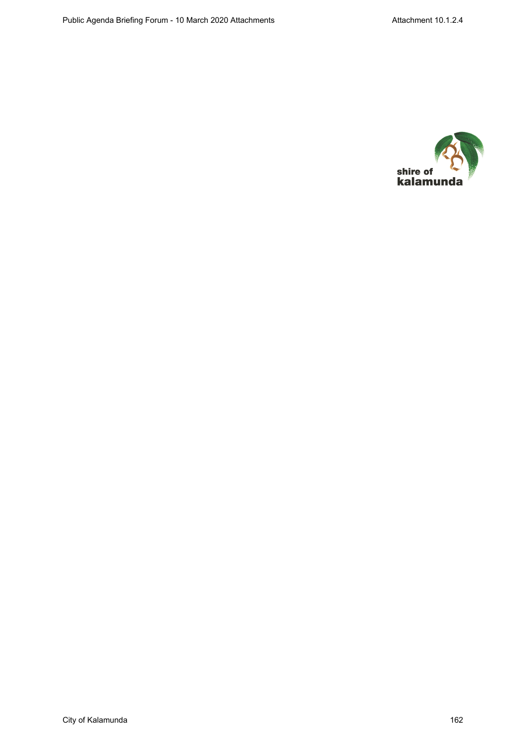shire of
kalamunda